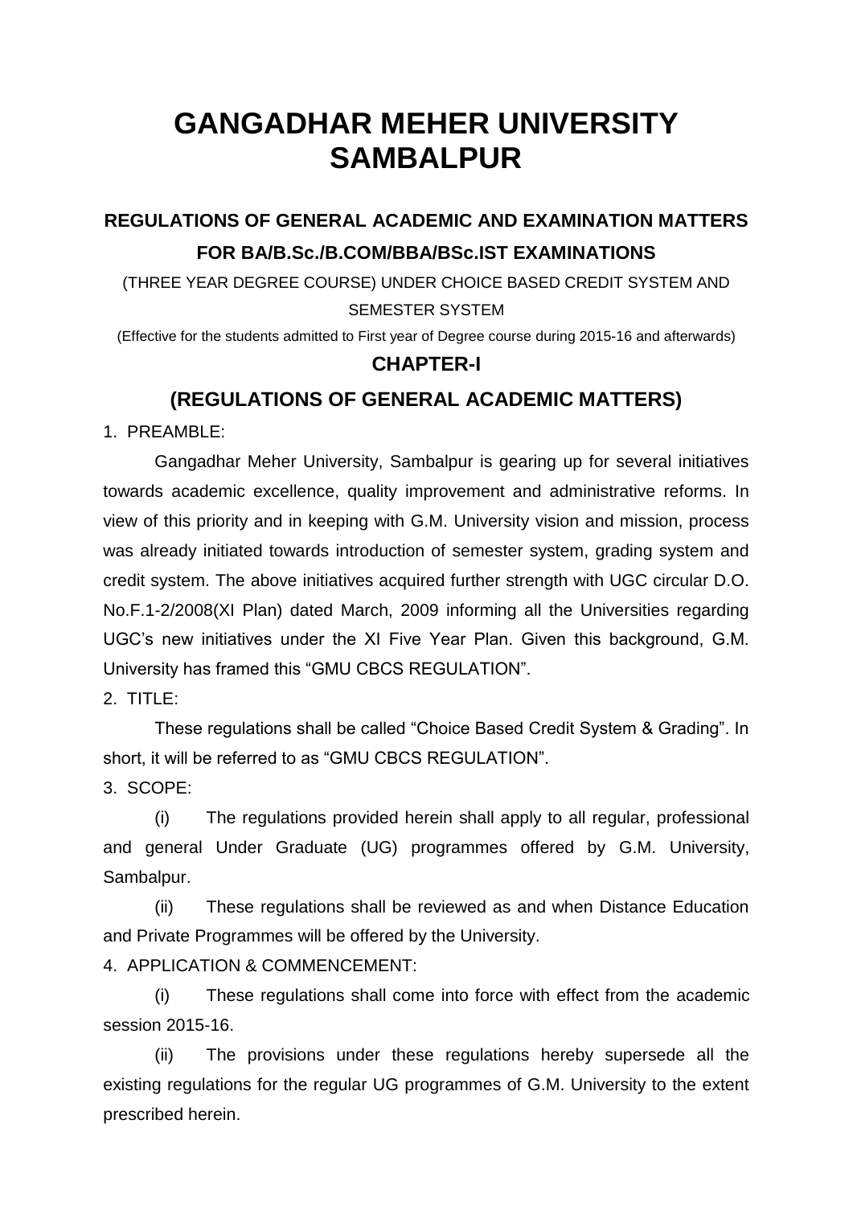# GANGADHAR MEHER UNIVERSITY SAMBALPUR

## REGULATIONS OF GENERAL ACADEMIC AND EXAMINATION MATTERS FOR BA/B.Sc./B.COM/BBA/BSc.IST EXAMINATIONS

(THREE YEAR DEGREE COURSE) UNDER CHOICE BASED CREDIT SYSTEM AND SEMESTER SYSTEM

(Effective for the students admitted to First year of Degree course during 2015-16 and afterwards)

## CHAPTER-I

## (REGULATIONS OF GENERAL ACADEMIC MATTERS)

1. PREAMBLE:

Gangadhar Meher University, Sambalpur is gearing up for several initiatives towards academic excellence, quality improvement and administrative reforms. In view of this priority and in keeping with G.M. University vision and mission, process was already initiated towards introduction of semester system, grading system and credit system. The above initiatives acquired further strength with UGC circular D.O. No.F.1-2/2008(XI Plan) dated March, 2009 informing all the Universities regarding UGC's new initiatives under the XI Five Year Plan. Given this background, G.M. University has framed this "GMU CBCS REGULATION".

2. TITLE:

These regulations shall be called "Choice Based Credit System & Grading". In short, it will be referred to as "GMU CBCS REGULATION".

3. SCOPE:

(i) The regulations provided herein shall apply to all regular, professional and general Under Graduate (UG) programmes offered by G.M. University, Sambalpur.

(ii) These regulations shall be reviewed as and when Distance Education and Private Programmes will be offered by the University.

4. APPLICATION & COMMENCEMENT:

(i) These regulations shall come into force with effect from the academic session 2015-16.

(ii) The provisions under these regulations hereby supersede all the existing regulations for the regular UG programmes of G.M. University to the extent prescribed herein.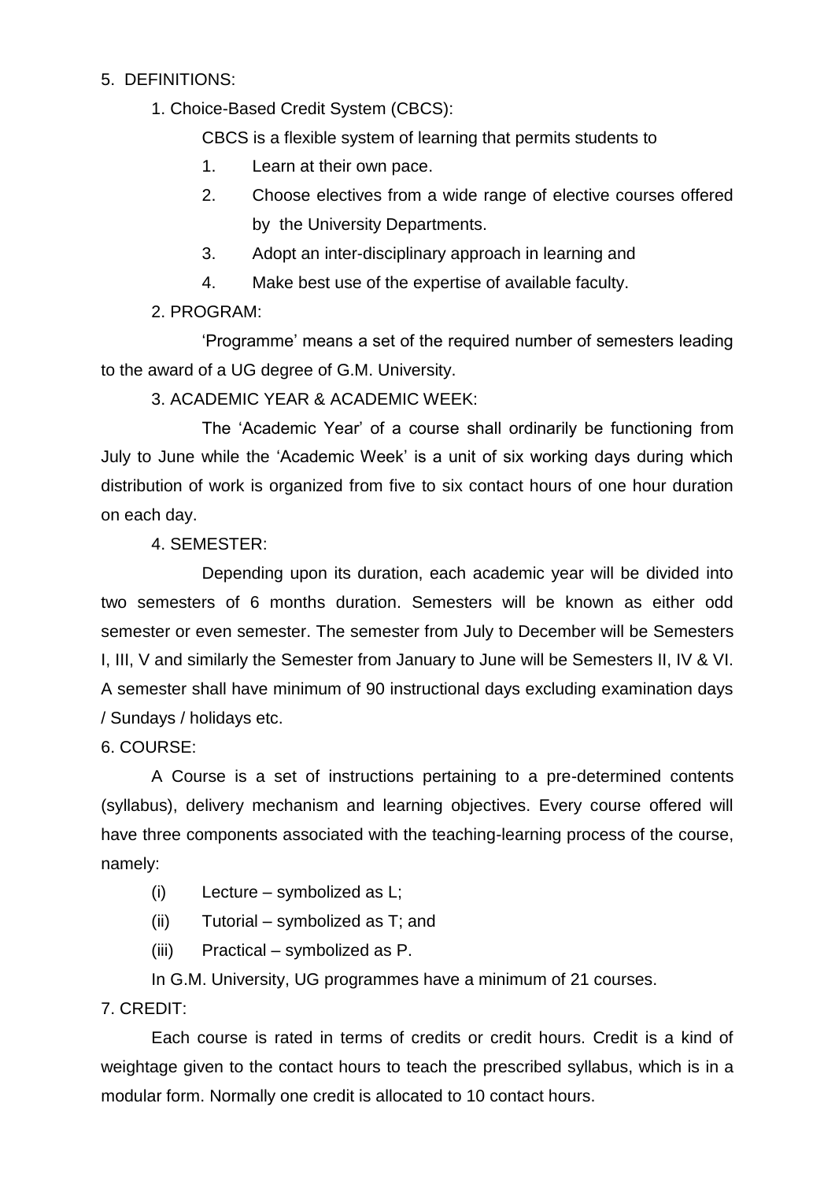## 5. DEFINITIONS:

### 1. Choice-Based Credit System (CBCS):

CBCS is a flexible system of learning that permits students to

1. Learn at their own pace.
2. Choose electives from a wide range of elective courses offered by the University Departments.
3. Adopt an inter-disciplinary approach in learning and
4. Make best use of the expertise of available faculty.

### 2. PROGRAM:

'Programme' means a set of the required number of semesters leading to the award of a UG degree of G.M. University.

### 3. ACADEMIC YEAR & ACADEMIC WEEK:

The 'Academic Year' of a course shall ordinarily be functioning from July to June while the 'Academic Week' is a unit of six working days during which distribution of work is organized from five to six contact hours of one hour duration on each day.

### 4. SEMESTER:

Depending upon its duration, each academic year will be divided into two semesters of 6 months duration. Semesters will be known as either odd semester or even semester. The semester from July to December will be Semesters I, III, V and similarly the Semester from January to June will be Semesters II, IV & VI. A semester shall have minimum of 90 instructional days excluding examination days / Sundays / holidays etc.

### 6. COURSE:

A Course is a set of instructions pertaining to a pre-determined contents (syllabus), delivery mechanism and learning objectives. Every course offered will have three components associated with the teaching-learning process of the course, namely:

(i) Lecture – symbolized as L;

(ii) Tutorial – symbolized as T; and

(iii) Practical – symbolized as P.

In G.M. University, UG programmes have a minimum of 21 courses.

### 7. CREDIT:

Each course is rated in terms of credits or credit hours. Credit is a kind of weightage given to the contact hours to teach the prescribed syllabus, which is in a modular form. Normally one credit is allocated to 10 contact hours.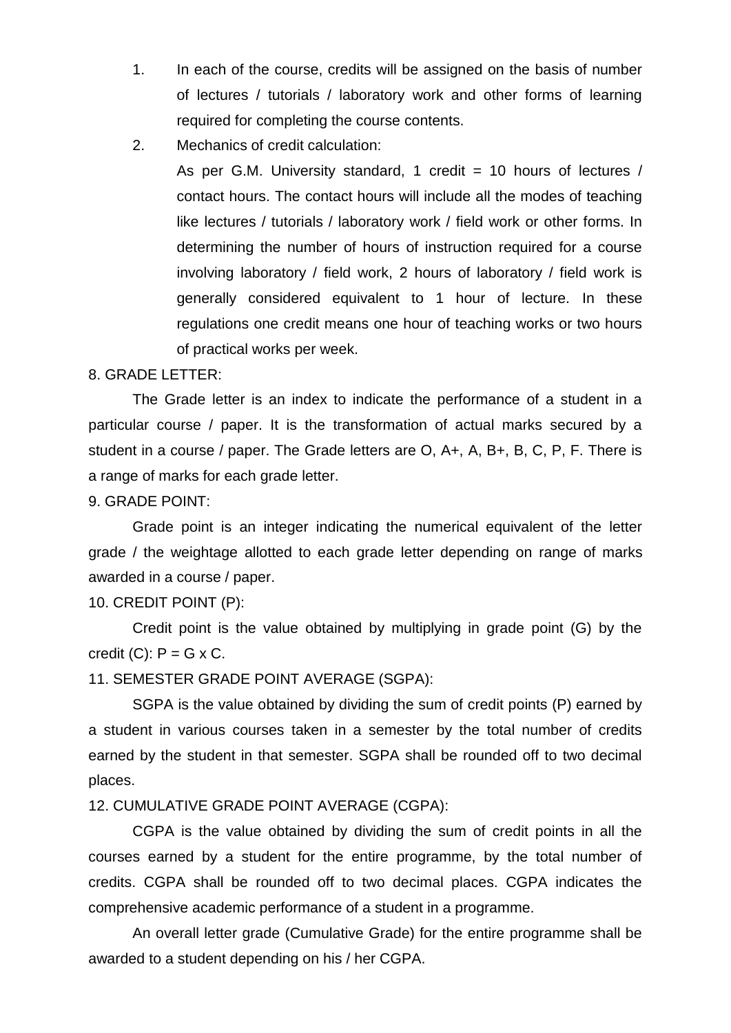1. In each of the course, credits will be assigned on the basis of number of lectures / tutorials / laboratory work and other forms of learning required for completing the course contents.
2. Mechanics of credit calculation:

   As per G.M. University standard, 1 credit = 10 hours of lectures / contact hours. The contact hours will include all the modes of teaching like lectures / tutorials / laboratory work / field work or other forms. In determining the number of hours of instruction required for a course involving laboratory / field work, 2 hours of laboratory / field work is generally considered equivalent to 1 hour of lecture. In these regulations one credit means one hour of teaching works or two hours of practical works per week.

8. GRADE LETTER:

The Grade letter is an index to indicate the performance of a student in a particular course / paper. It is the transformation of actual marks secured by a student in a course / paper. The Grade letters are O, A+, A, B+, B, C, P, F. There is a range of marks for each grade letter.

9. GRADE POINT:

Grade point is an integer indicating the numerical equivalent of the letter grade / the weightage allotted to each grade letter depending on range of marks awarded in a course / paper.

10. CREDIT POINT (P):

Credit point is the value obtained by multiplying in grade point (G) by the credit (C): $P = G \times C$.

11. SEMESTER GRADE POINT AVERAGE (SGPA):

SGPA is the value obtained by dividing the sum of credit points (P) earned by a student in various courses taken in a semester by the total number of credits earned by the student in that semester. SGPA shall be rounded off to two decimal places.

12. CUMULATIVE GRADE POINT AVERAGE (CGPA):

CGPA is the value obtained by dividing the sum of credit points in all the courses earned by a student for the entire programme, by the total number of credits. CGPA shall be rounded off to two decimal places. CGPA indicates the comprehensive academic performance of a student in a programme.

An overall letter grade (Cumulative Grade) for the entire programme shall be awarded to a student depending on his / her CGPA.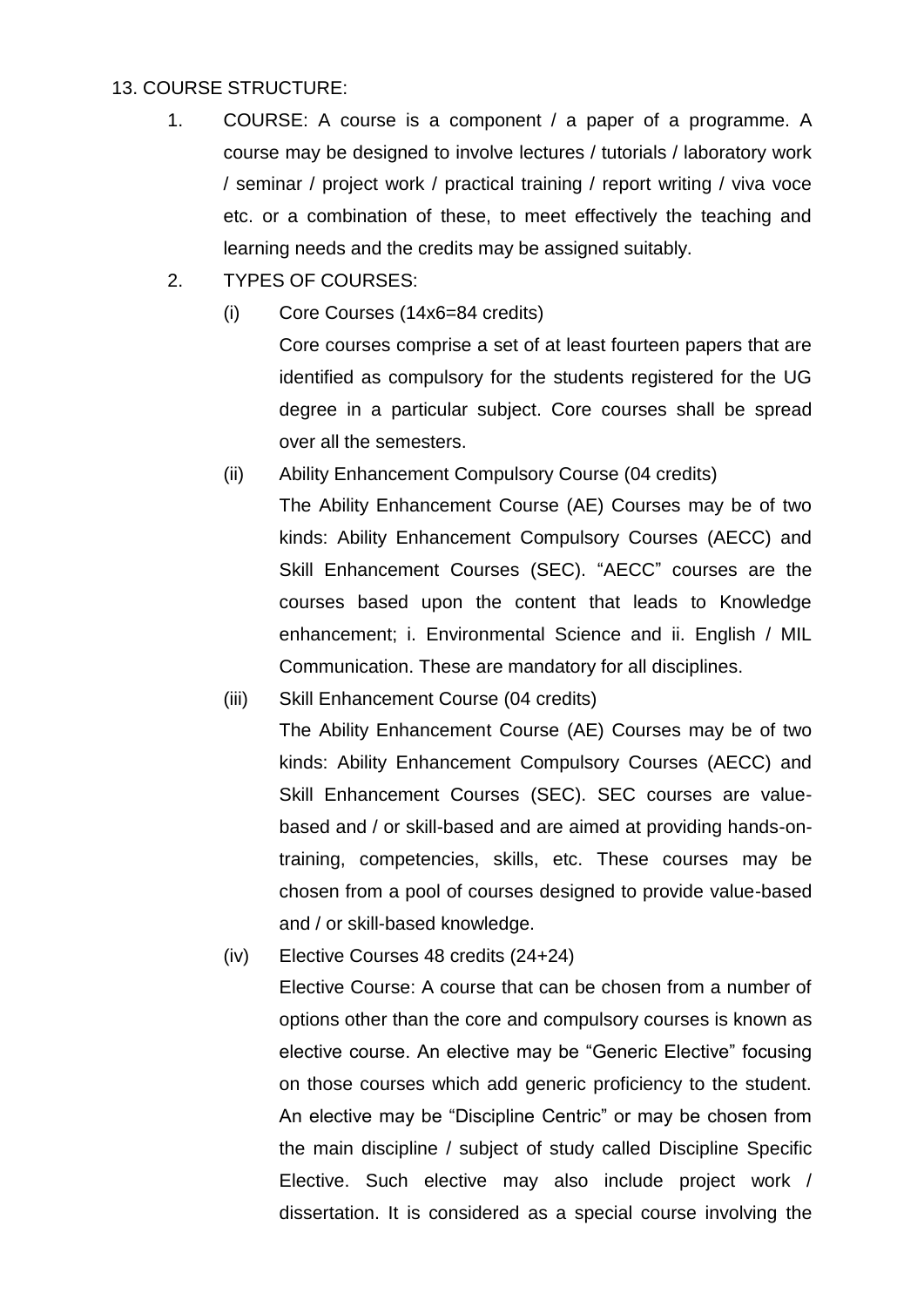13. COURSE STRUCTURE:

1. COURSE: A course is a component / a paper of a programme. A course may be designed to involve lectures / tutorials / laboratory work / seminar / project work / practical training / report writing / viva voce etc. or a combination of these, to meet effectively the teaching and learning needs and the credits may be assigned suitably.

2. TYPES OF COURSES:

   (i) Core Courses (14x6=84 credits)

   Core courses comprise a set of at least fourteen papers that are identified as compulsory for the students registered for the UG degree in a particular subject. Core courses shall be spread over all the semesters.

   (ii) Ability Enhancement Compulsory Course (04 credits)

   The Ability Enhancement Course (AE) Courses may be of two kinds: Ability Enhancement Compulsory Courses (AECC) and Skill Enhancement Courses (SEC). "AECC" courses are the courses based upon the content that leads to Knowledge enhancement; i. Environmental Science and ii. English / MIL Communication. These are mandatory for all disciplines.

   (iii) Skill Enhancement Course (04 credits)

   The Ability Enhancement Course (AE) Courses may be of two kinds: Ability Enhancement Compulsory Courses (AECC) and Skill Enhancement Courses (SEC). SEC courses are value-based and / or skill-based and are aimed at providing hands-on-training, competencies, skills, etc. These courses may be chosen from a pool of courses designed to provide value-based and / or skill-based knowledge.

   (iv) Elective Courses 48 credits (24+24)

   Elective Course: A course that can be chosen from a number of options other than the core and compulsory courses is known as elective course. An elective may be "Generic Elective" focusing on those courses which add generic proficiency to the student. An elective may be "Discipline Centric" or may be chosen from the main discipline / subject of study called Discipline Specific Elective. Such elective may also include project work / dissertation. It is considered as a special course involving the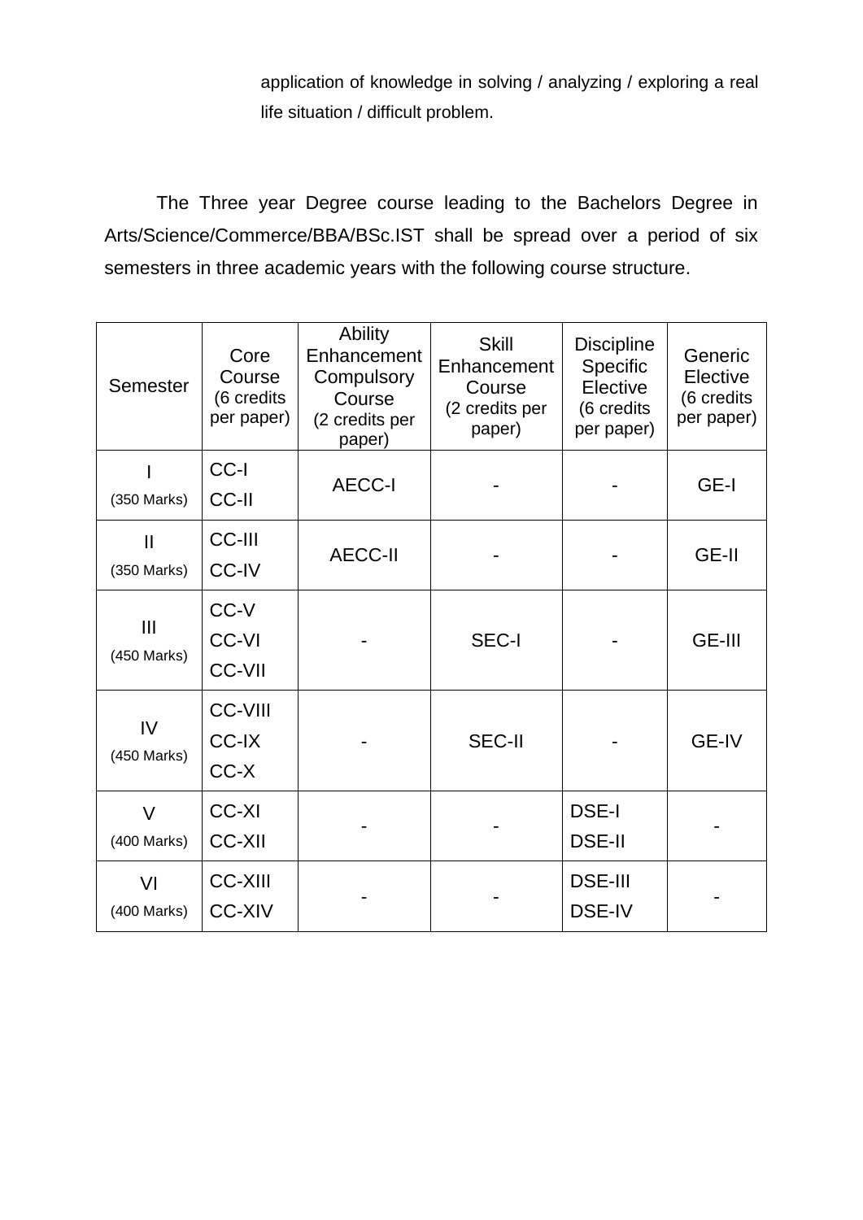application of knowledge in solving / analyzing / exploring a real life situation / difficult problem.

The Three year Degree course leading to the Bachelors Degree in Arts/Science/Commerce/BBA/BSc.IST shall be spread over a period of six semesters in three academic years with the following course structure.

| Semester | Core Course (6 credits per paper) | Ability Enhancement Compulsory Course (2 credits per paper) | Skill Enhancement Course (2 credits per paper) | Discipline Specific Elective (6 credits per paper) | Generic Elective (6 credits per paper) |
|---|---|---|---|---|---|
| I (350 Marks) | CC-I<br>CC-II | AECC-I | - | - | GE-I |
| II (350 Marks) | CC-III<br>CC-IV | AECC-II | - | - | GE-II |
| III (450 Marks) | CC-V<br>CC-VI<br>CC-VII | - | SEC-I | - | GE-III |
| IV (450 Marks) | CC-VIII<br>CC-IX<br>CC-X | - | SEC-II | - | GE-IV |
| V (400 Marks) | CC-XI<br>CC-XII | - | - | DSE-I<br>DSE-II | - |
| VI (400 Marks) | CC-XIII<br>CC-XIV | - | - | DSE-III<br>DSE-IV | - |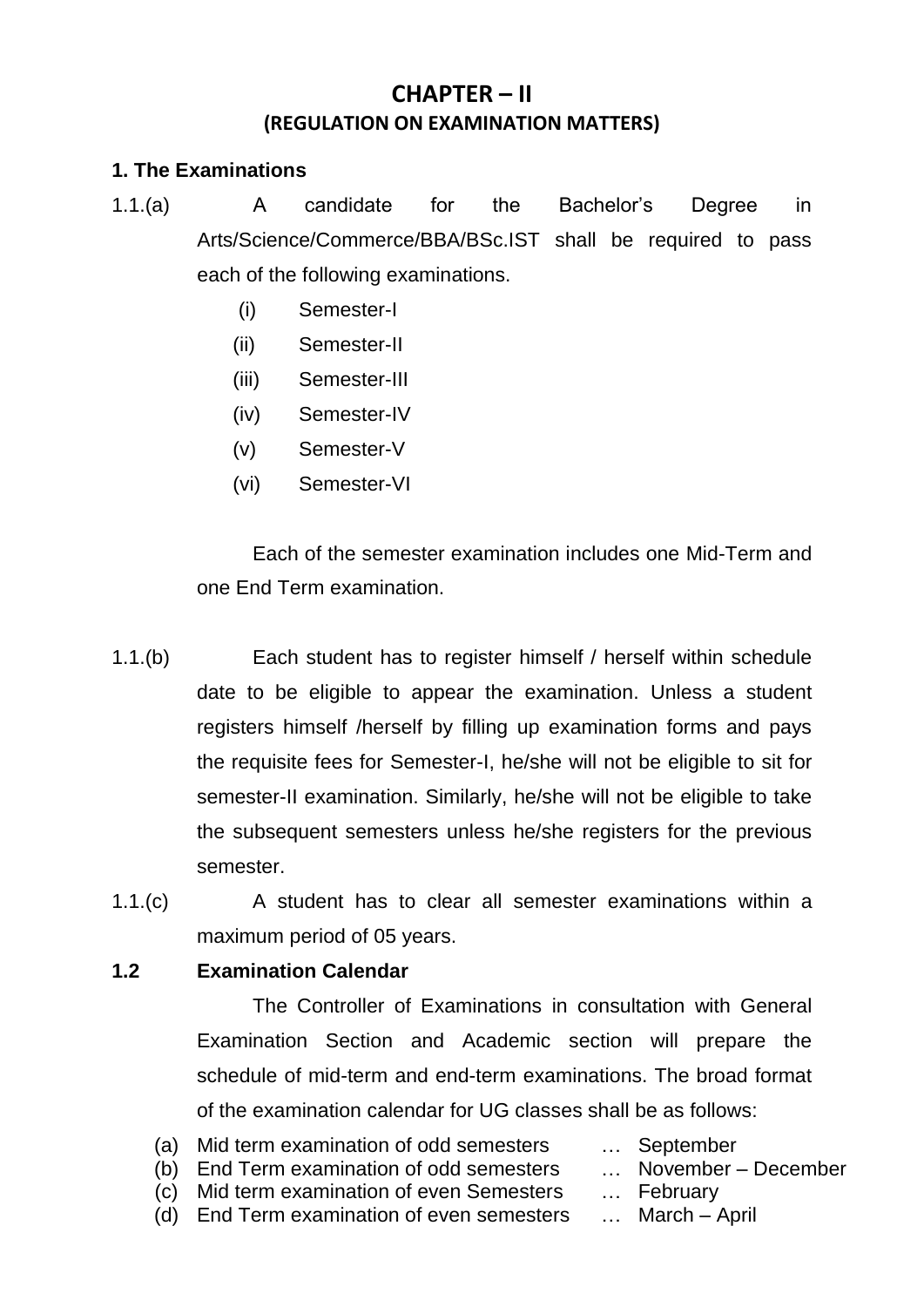# CHAPTER – II

## (REGULATION ON EXAMINATION MATTERS)

**1. The Examinations**

1.1.(a) A candidate for the Bachelor's Degree in Arts/Science/Commerce/BBA/BSc.IST shall be required to pass each of the following examinations.

- (i) Semester-I
- (ii) Semester-II
- (iii) Semester-III
- (iv) Semester-IV
- (v) Semester-V
- (vi) Semester-VI

Each of the semester examination includes one Mid-Term and one End Term examination.

1.1.(b) Each student has to register himself / herself within schedule date to be eligible to appear the examination. Unless a student registers himself /herself by filling up examination forms and pays the requisite fees for Semester-I, he/she will not be eligible to sit for semester-II examination. Similarly, he/she will not be eligible to take the subsequent semesters unless he/she registers for the previous semester.

1.1.(c) A student has to clear all semester examinations within a maximum period of 05 years.

**1.2 Examination Calendar**

The Controller of Examinations in consultation with General Examination Section and Academic section will prepare the schedule of mid-term and end-term examinations. The broad format of the examination calendar for UG classes shall be as follows:

- (a) Mid term examination of odd semesters … September
- (b) End Term examination of odd semesters … November – December
- (c) Mid term examination of even Semesters … February
- (d) End Term examination of even semesters … March – April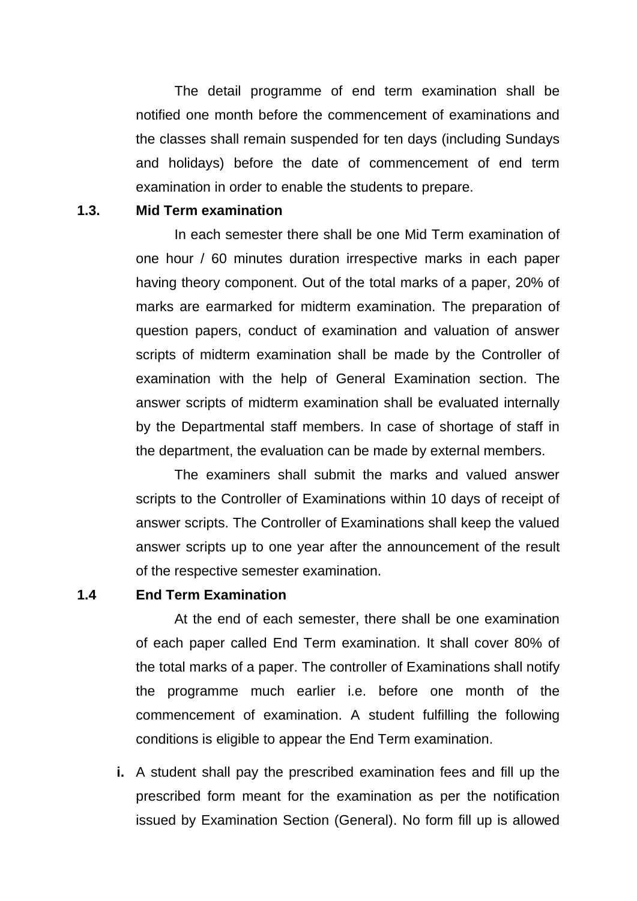The detail programme of end term examination shall be notified one month before the commencement of examinations and the classes shall remain suspended for ten days (including Sundays and holidays) before the date of commencement of end term examination in order to enable the students to prepare.

**1.3. Mid Term examination**

In each semester there shall be one Mid Term examination of one hour / 60 minutes duration irrespective marks in each paper having theory component. Out of the total marks of a paper, 20% of marks are earmarked for midterm examination. The preparation of question papers, conduct of examination and valuation of answer scripts of midterm examination shall be made by the Controller of examination with the help of General Examination section. The answer scripts of midterm examination shall be evaluated internally by the Departmental staff members. In case of shortage of staff in the department, the evaluation can be made by external members.

The examiners shall submit the marks and valued answer scripts to the Controller of Examinations within 10 days of receipt of answer scripts. The Controller of Examinations shall keep the valued answer scripts up to one year after the announcement of the result of the respective semester examination.

**1.4 End Term Examination**

At the end of each semester, there shall be one examination of each paper called End Term examination. It shall cover 80% of the total marks of a paper. The controller of Examinations shall notify the programme much earlier i.e. before one month of the commencement of examination. A student fulfilling the following conditions is eligible to appear the End Term examination.

**i.** A student shall pay the prescribed examination fees and fill up the prescribed form meant for the examination as per the notification issued by Examination Section (General). No form fill up is allowed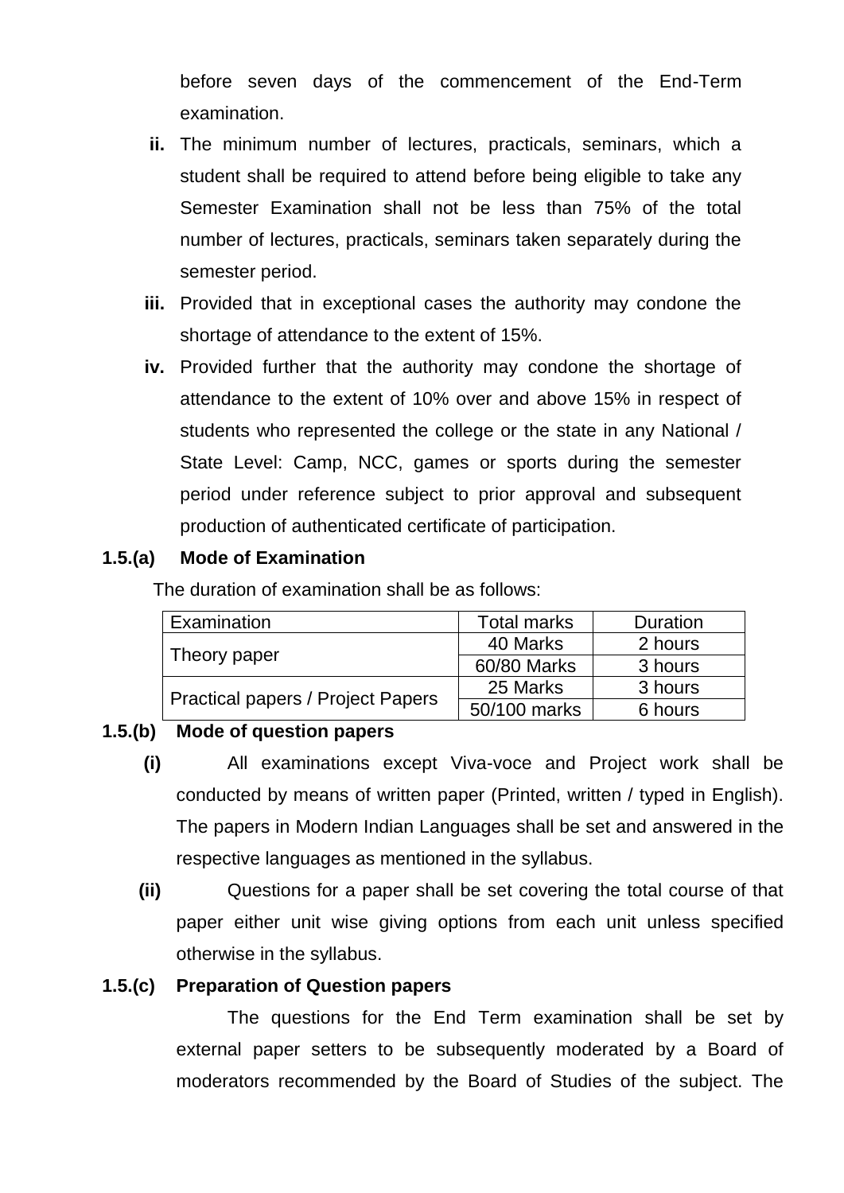before seven days of the commencement of the End-Term examination.

**ii.** The minimum number of lectures, practicals, seminars, which a student shall be required to attend before being eligible to take any Semester Examination shall not be less than 75% of the total number of lectures, practicals, seminars taken separately during the semester period.

**iii.** Provided that in exceptional cases the authority may condone the shortage of attendance to the extent of 15%.

**iv.** Provided further that the authority may condone the shortage of attendance to the extent of 10% over and above 15% in respect of students who represented the college or the state in any National / State Level: Camp, NCC, games or sports during the semester period under reference subject to prior approval and subsequent production of authenticated certificate of participation.

**1.5.(a) Mode of Examination**

The duration of examination shall be as follows:

| Examination | Total marks | Duration |
|---|---|---|
| Theory paper | 40 Marks | 2 hours |
| | 60/80 Marks | 3 hours |
| Practical papers / Project Papers | 25 Marks | 3 hours |
| | 50/100 marks | 6 hours |

**1.5.(b) Mode of question papers**

**(i)** All examinations except Viva-voce and Project work shall be conducted by means of written paper (Printed, written / typed in English). The papers in Modern Indian Languages shall be set and answered in the respective languages as mentioned in the syllabus.

**(ii)** Questions for a paper shall be set covering the total course of that paper either unit wise giving options from each unit unless specified otherwise in the syllabus.

**1.5.(c) Preparation of Question papers**

The questions for the End Term examination shall be set by external paper setters to be subsequently moderated by a Board of moderators recommended by the Board of Studies of the subject. The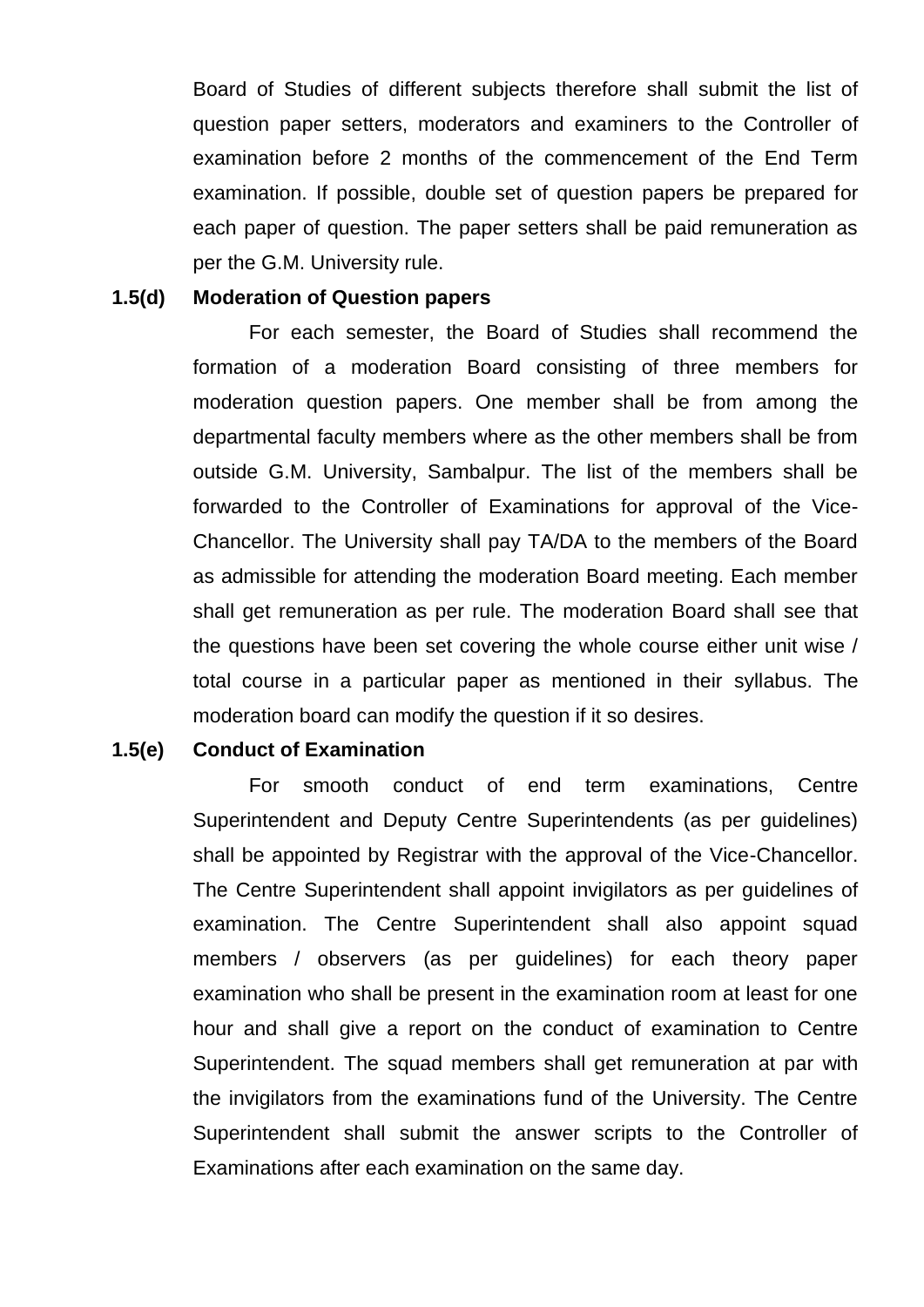Board of Studies of different subjects therefore shall submit the list of question paper setters, moderators and examiners to the Controller of examination before 2 months of the commencement of the End Term examination. If possible, double set of question papers be prepared for each paper of question. The paper setters shall be paid remuneration as per the G.M. University rule.

**1.5(d) Moderation of Question papers**

For each semester, the Board of Studies shall recommend the formation of a moderation Board consisting of three members for moderation question papers. One member shall be from among the departmental faculty members where as the other members shall be from outside G.M. University, Sambalpur. The list of the members shall be forwarded to the Controller of Examinations for approval of the Vice-Chancellor. The University shall pay TA/DA to the members of the Board as admissible for attending the moderation Board meeting. Each member shall get remuneration as per rule. The moderation Board shall see that the questions have been set covering the whole course either unit wise / total course in a particular paper as mentioned in their syllabus. The moderation board can modify the question if it so desires.

**1.5(e) Conduct of Examination**

For smooth conduct of end term examinations, Centre Superintendent and Deputy Centre Superintendents (as per guidelines) shall be appointed by Registrar with the approval of the Vice-Chancellor. The Centre Superintendent shall appoint invigilators as per guidelines of examination. The Centre Superintendent shall also appoint squad members / observers (as per guidelines) for each theory paper examination who shall be present in the examination room at least for one hour and shall give a report on the conduct of examination to Centre Superintendent. The squad members shall get remuneration at par with the invigilators from the examinations fund of the University. The Centre Superintendent shall submit the answer scripts to the Controller of Examinations after each examination on the same day.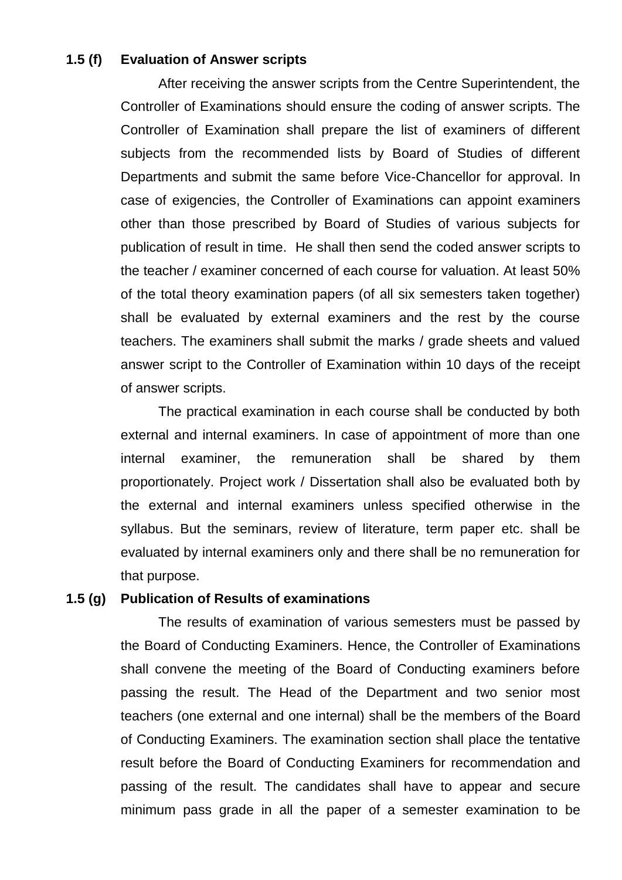**1.5 (f) Evaluation of Answer scripts**

After receiving the answer scripts from the Centre Superintendent, the Controller of Examinations should ensure the coding of answer scripts. The Controller of Examination shall prepare the list of examiners of different subjects from the recommended lists by Board of Studies of different Departments and submit the same before Vice-Chancellor for approval. In case of exigencies, the Controller of Examinations can appoint examiners other than those prescribed by Board of Studies of various subjects for publication of result in time. He shall then send the coded answer scripts to the teacher / examiner concerned of each course for valuation. At least 50% of the total theory examination papers (of all six semesters taken together) shall be evaluated by external examiners and the rest by the course teachers. The examiners shall submit the marks / grade sheets and valued answer script to the Controller of Examination within 10 days of the receipt of answer scripts.

The practical examination in each course shall be conducted by both external and internal examiners. In case of appointment of more than one internal examiner, the remuneration shall be shared by them proportionately. Project work / Dissertation shall also be evaluated both by the external and internal examiners unless specified otherwise in the syllabus. But the seminars, review of literature, term paper etc. shall be evaluated by internal examiners only and there shall be no remuneration for that purpose.

**1.5 (g) Publication of Results of examinations**

The results of examination of various semesters must be passed by the Board of Conducting Examiners. Hence, the Controller of Examinations shall convene the meeting of the Board of Conducting examiners before passing the result. The Head of the Department and two senior most teachers (one external and one internal) shall be the members of the Board of Conducting Examiners. The examination section shall place the tentative result before the Board of Conducting Examiners for recommendation and passing of the result. The candidates shall have to appear and secure minimum pass grade in all the paper of a semester examination to be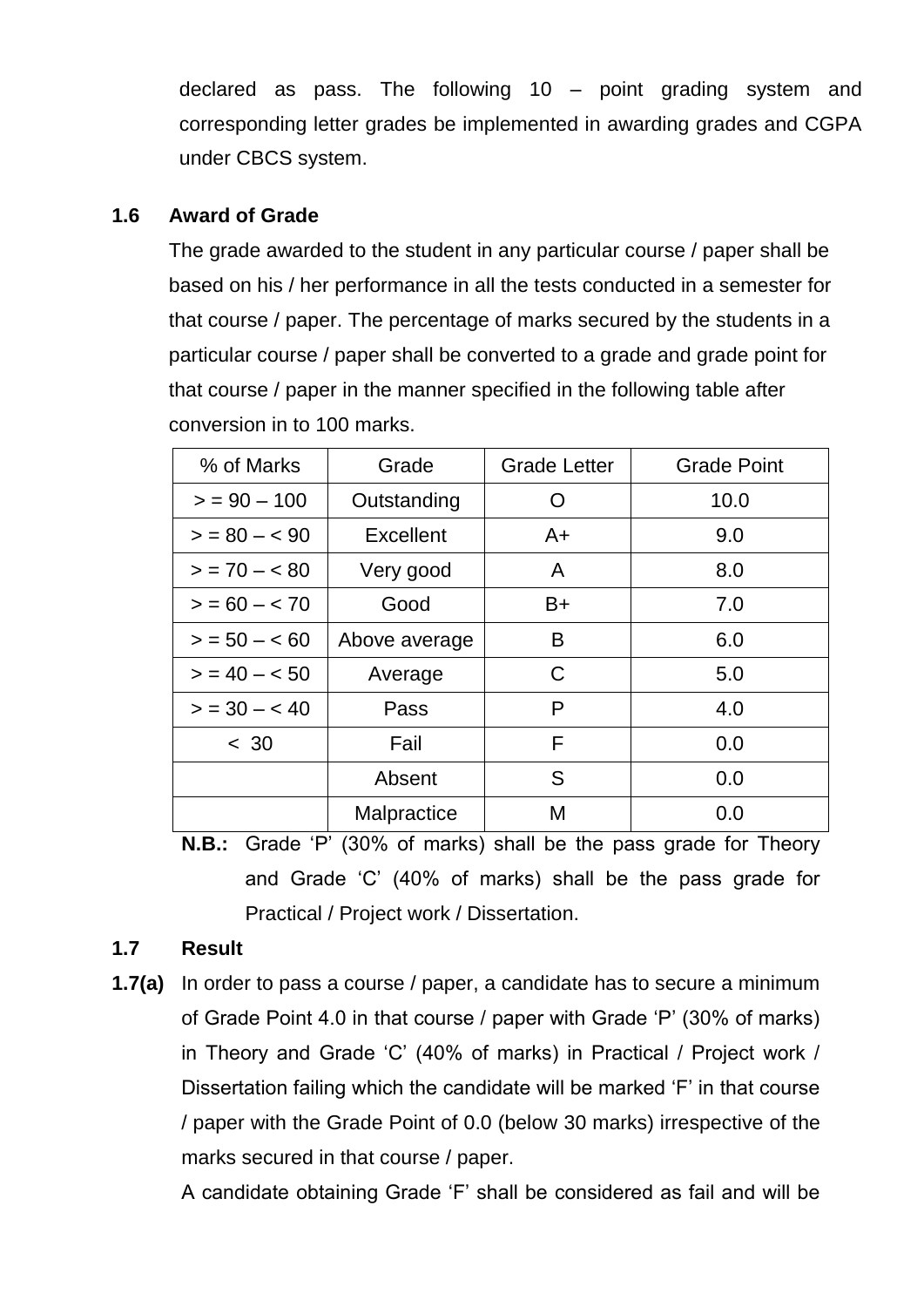declared as pass. The following 10 – point grading system and corresponding letter grades be implemented in awarding grades and CGPA under CBCS system.

### 1.6 Award of Grade

The grade awarded to the student in any particular course / paper shall be based on his / her performance in all the tests conducted in a semester for that course / paper. The percentage of marks secured by the students in a particular course / paper shall be converted to a grade and grade point for that course / paper in the manner specified in the following table after conversion in to 100 marks.

| % of Marks | Grade | Grade Letter | Grade Point |
|---|---|---|---|
| > = 90 – 100 | Outstanding | O | 10.0 |
| > = 80 – < 90 | Excellent | A+ | 9.0 |
| > = 70 – < 80 | Very good | A | 8.0 |
| > = 60 – < 70 | Good | B+ | 7.0 |
| > = 50 – < 60 | Above average | B | 6.0 |
| > = 40 – < 50 | Average | C | 5.0 |
| > = 30 – < 40 | Pass | P | 4.0 |
| < 30 | Fail | F | 0.0 |
| | Absent | S | 0.0 |
| | Malpractice | M | 0.0 |

**N.B.:** Grade 'P' (30% of marks) shall be the pass grade for Theory and Grade 'C' (40% of marks) shall be the pass grade for Practical / Project work / Dissertation.

### 1.7 Result

**1.7(a)** In order to pass a course / paper, a candidate has to secure a minimum of Grade Point 4.0 in that course / paper with Grade 'P' (30% of marks) in Theory and Grade 'C' (40% of marks) in Practical / Project work / Dissertation failing which the candidate will be marked 'F' in that course / paper with the Grade Point of 0.0 (below 30 marks) irrespective of the marks secured in that course / paper.

A candidate obtaining Grade 'F' shall be considered as fail and will be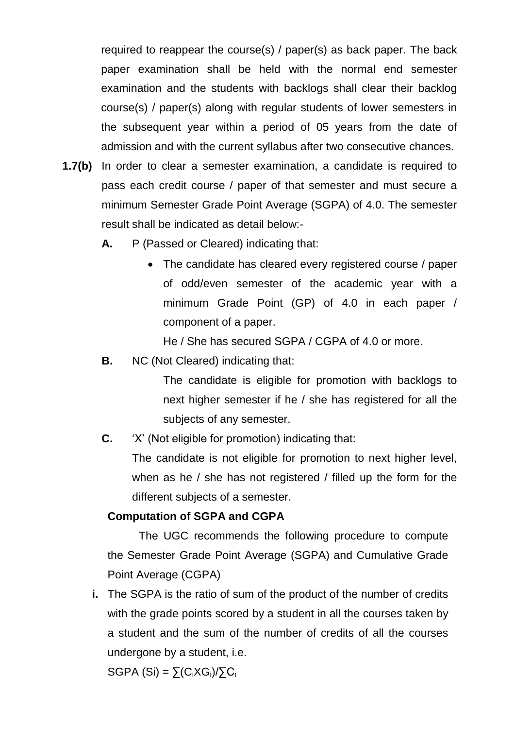required to reappear the course(s) / paper(s) as back paper. The back paper examination shall be held with the normal end semester examination and the students with backlogs shall clear their backlog course(s) / paper(s) along with regular students of lower semesters in the subsequent year within a period of 05 years from the date of admission and with the current syllabus after two consecutive chances.

**1.7(b)** In order to clear a semester examination, a candidate is required to pass each credit course / paper of that semester and must secure a minimum Semester Grade Point Average (SGPA) of 4.0. The semester result shall be indicated as detail below:-

**A.** P (Passed or Cleared) indicating that:

- The candidate has cleared every registered course / paper of odd/even semester of the academic year with a minimum Grade Point (GP) of 4.0 in each paper / component of a paper.

  He / She has secured SGPA / CGPA of 4.0 or more.

**B.** NC (Not Cleared) indicating that:

The candidate is eligible for promotion with backlogs to next higher semester if he / she has registered for all the subjects of any semester.

**C.** 'X' (Not eligible for promotion) indicating that:

The candidate is not eligible for promotion to next higher level, when as he / she has not registered / filled up the form for the different subjects of a semester.

**Computation of SGPA and CGPA**

The UGC recommends the following procedure to compute the Semester Grade Point Average (SGPA) and Cumulative Grade Point Average (CGPA)

**i.** The SGPA is the ratio of sum of the product of the number of credits with the grade points scored by a student in all the courses taken by a student and the sum of the number of credits of all the courses undergone by a student, i.e.

SGPA (Si) = $\sum(C_i X G_i)/\sum C_i$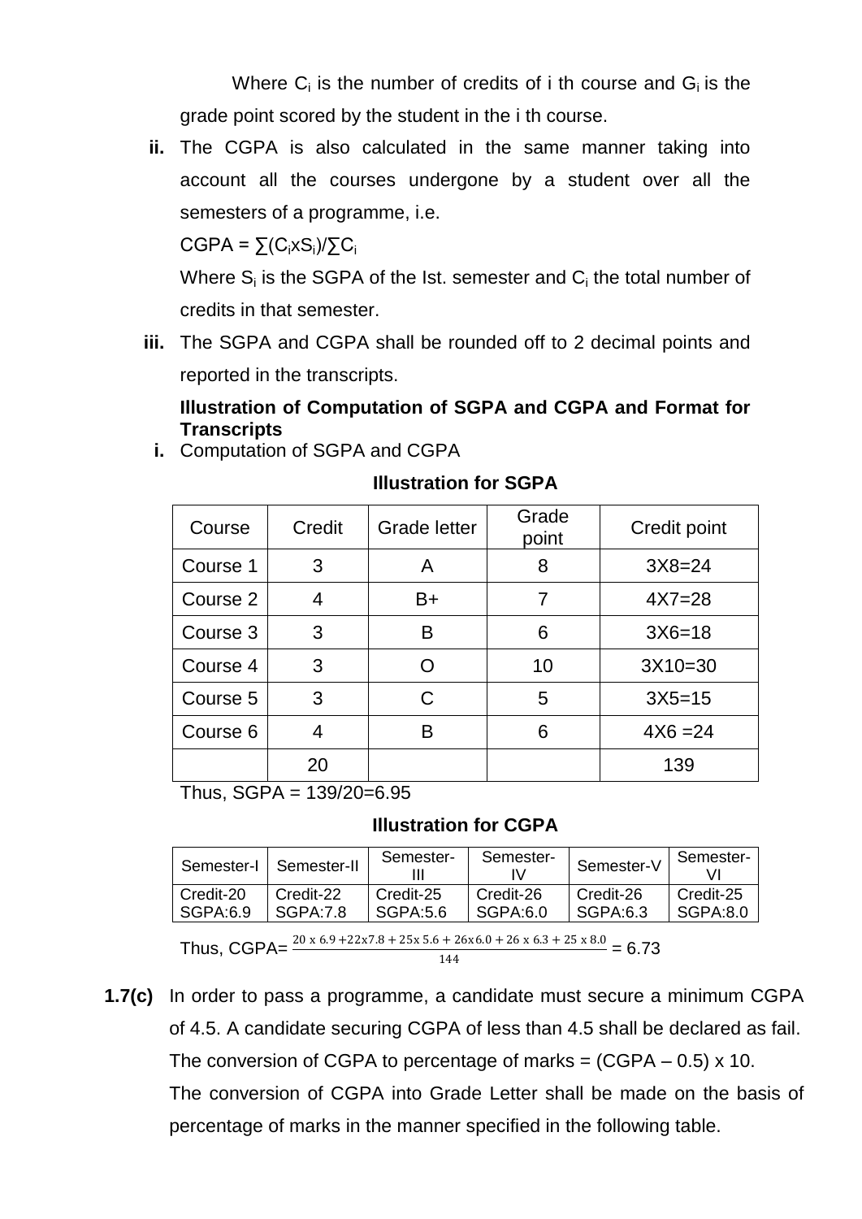Where $C_i$ is the number of credits of i th course and $G_i$ is the grade point scored by the student in the i th course.

**ii.** The CGPA is also calculated in the same manner taking into account all the courses undergone by a student over all the semesters of a programme, i.e.

$CGPA = \sum(C_i x S_i)/\sum C_i$

Where $S_i$ is the SGPA of the Ist. semester and $C_i$ the total number of credits in that semester.

**iii.** The SGPA and CGPA shall be rounded off to 2 decimal points and reported in the transcripts.

**Illustration of Computation of SGPA and CGPA and Format for Transcripts**

**i.** Computation of SGPA and CGPA

**Illustration for SGPA**

| Course | Credit | Grade letter | Grade point | Credit point |
|---|---|---|---|---|
| Course 1 | 3 | A | 8 | 3X8=24 |
| Course 2 | 4 | B+ | 7 | 4X7=28 |
| Course 3 | 3 | B | 6 | 3X6=18 |
| Course 4 | 3 | O | 10 | 3X10=30 |
| Course 5 | 3 | C | 5 | 3X5=15 |
| Course 6 | 4 | B | 6 | 4X6 =24 |
| | 20 | | | 139 |

Thus, SGPA = 139/20=6.95

**Illustration for CGPA**

| Semester-I | Semester-II | Semester-III | Semester-IV | Semester-V | Semester-VI |
|---|---|---|---|---|---|
| Credit-20 SGPA:6.9 | Credit-22 SGPA:7.8 | Credit-25 SGPA:5.6 | Credit-26 SGPA:6.0 | Credit-26 SGPA:6.3 | Credit-25 SGPA:8.0 |

Thus, CGPA= $\frac{20 \times 6.9 + 22 x 7.8 + 25 x 5.6 + 26 x 6.0 + 26 \times 6.3 + 25 \times 8.0}{144}$ = 6.73

**1.7(c)** In order to pass a programme, a candidate must secure a minimum CGPA of 4.5. A candidate securing CGPA of less than 4.5 shall be declared as fail. The conversion of CGPA to percentage of marks = (CGPA – 0.5) x 10. The conversion of CGPA into Grade Letter shall be made on the basis of percentage of marks in the manner specified in the following table.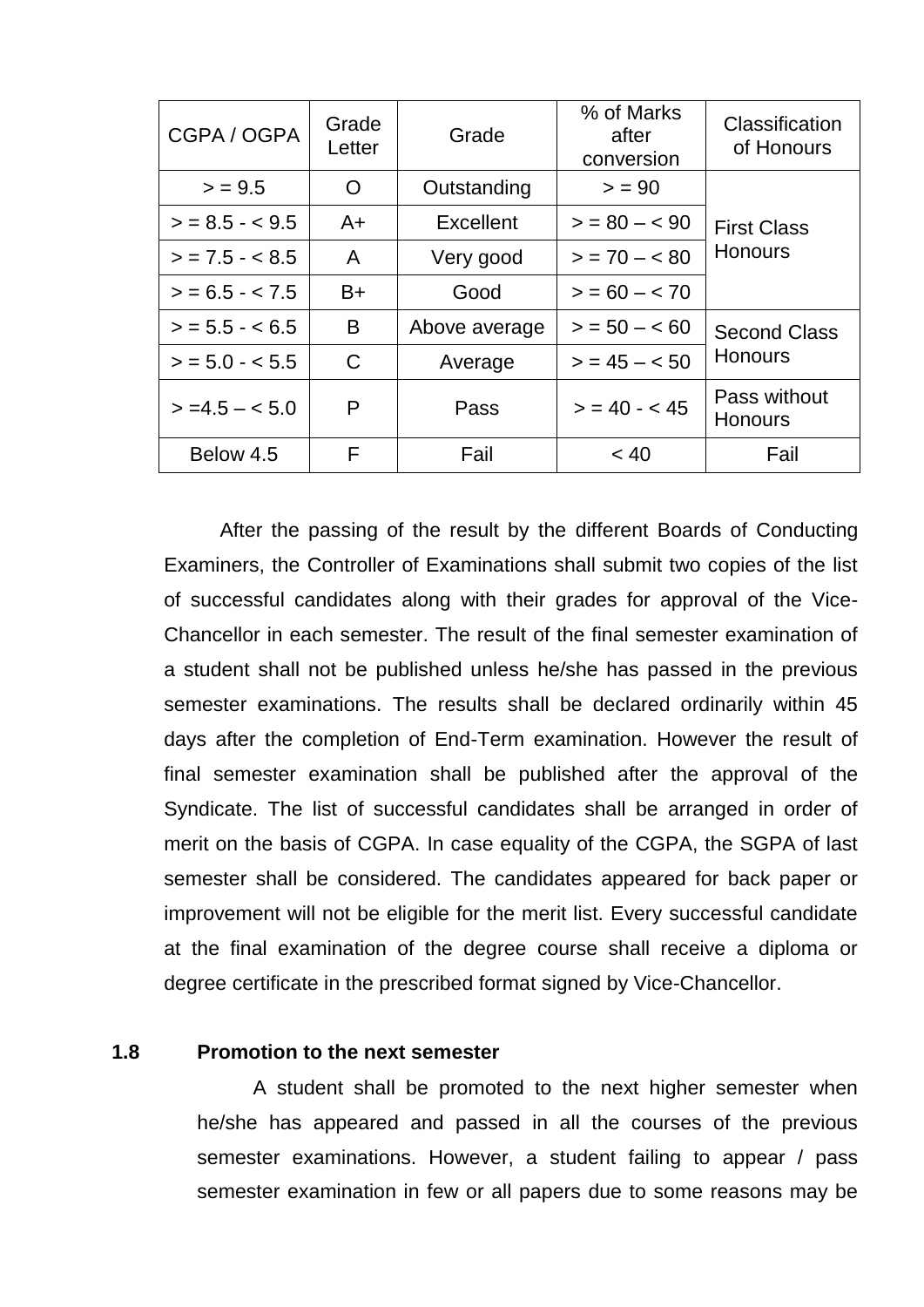| CGPA / OGPA | Grade Letter | Grade | % of Marks after conversion | Classification of Honours |
|---|---|---|---|---|
| > = 9.5 | O | Outstanding | > = 90 | First Class Honours |
| > = 8.5 - < 9.5 | A+ | Excellent | > = 80 – < 90 | |
| > = 7.5 - < 8.5 | A | Very good | > = 70 – < 80 | |
| > = 6.5 - < 7.5 | B+ | Good | > = 60 – < 70 | |
| > = 5.5 - < 6.5 | B | Above average | > = 50 – < 60 | Second Class Honours |
| > = 5.0 - < 5.5 | C | Average | > = 45 – < 50 | |
| > =4.5 – < 5.0 | P | Pass | > = 40 - < 45 | Pass without Honours |
| Below 4.5 | F | Fail | < 40 | Fail |

After the passing of the result by the different Boards of Conducting Examiners, the Controller of Examinations shall submit two copies of the list of successful candidates along with their grades for approval of the Vice-Chancellor in each semester. The result of the final semester examination of a student shall not be published unless he/she has passed in the previous semester examinations. The results shall be declared ordinarily within 45 days after the completion of End-Term examination. However the result of final semester examination shall be published after the approval of the Syndicate. The list of successful candidates shall be arranged in order of merit on the basis of CGPA. In case equality of the CGPA, the SGPA of last semester shall be considered. The candidates appeared for back paper or improvement will not be eligible for the merit list. Every successful candidate at the final examination of the degree course shall receive a diploma or degree certificate in the prescribed format signed by Vice-Chancellor.

### 1.8 Promotion to the next semester

A student shall be promoted to the next higher semester when he/she has appeared and passed in all the courses of the previous semester examinations. However, a student failing to appear / pass semester examination in few or all papers due to some reasons may be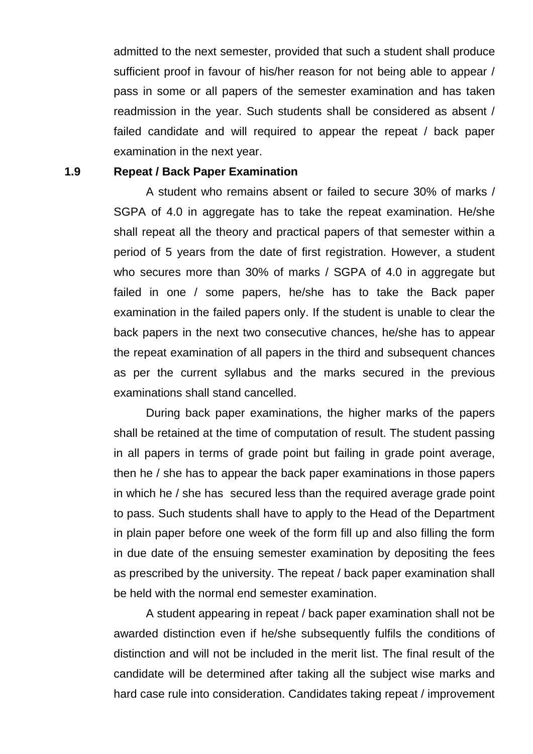admitted to the next semester, provided that such a student shall produce sufficient proof in favour of his/her reason for not being able to appear / pass in some or all papers of the semester examination and has taken readmission in the year. Such students shall be considered as absent / failed candidate and will required to appear the repeat / back paper examination in the next year.

### 1.9 Repeat / Back Paper Examination

A student who remains absent or failed to secure 30% of marks / SGPA of 4.0 in aggregate has to take the repeat examination. He/she shall repeat all the theory and practical papers of that semester within a period of 5 years from the date of first registration. However, a student who secures more than 30% of marks / SGPA of 4.0 in aggregate but failed in one / some papers, he/she has to take the Back paper examination in the failed papers only. If the student is unable to clear the back papers in the next two consecutive chances, he/she has to appear the repeat examination of all papers in the third and subsequent chances as per the current syllabus and the marks secured in the previous examinations shall stand cancelled.

During back paper examinations, the higher marks of the papers shall be retained at the time of computation of result. The student passing in all papers in terms of grade point but failing in grade point average, then he / she has to appear the back paper examinations in those papers in which he / she has secured less than the required average grade point to pass. Such students shall have to apply to the Head of the Department in plain paper before one week of the form fill up and also filling the form in due date of the ensuing semester examination by depositing the fees as prescribed by the university. The repeat / back paper examination shall be held with the normal end semester examination.

A student appearing in repeat / back paper examination shall not be awarded distinction even if he/she subsequently fulfils the conditions of distinction and will not be included in the merit list. The final result of the candidate will be determined after taking all the subject wise marks and hard case rule into consideration. Candidates taking repeat / improvement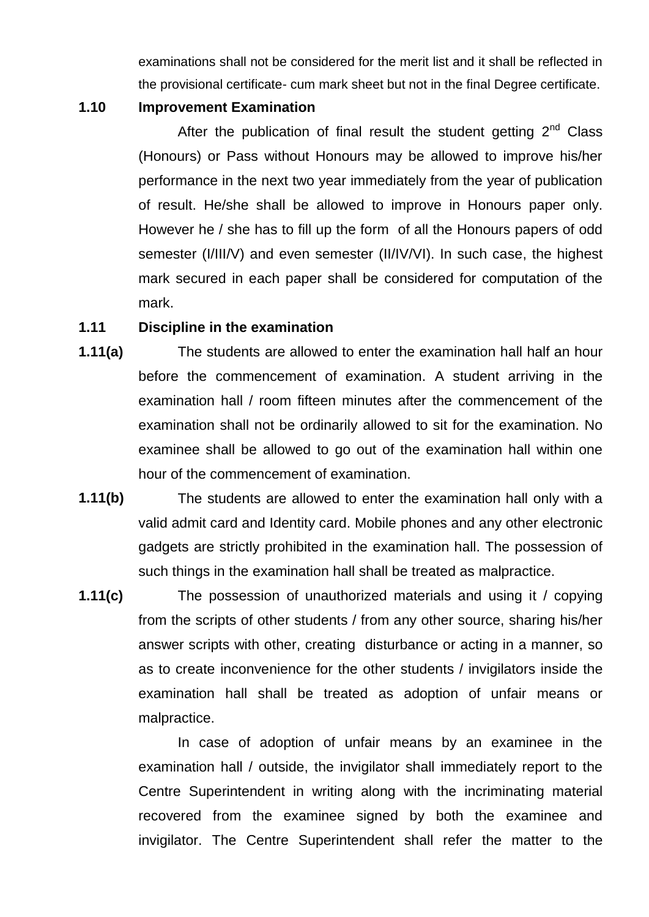examinations shall not be considered for the merit list and it shall be reflected in the provisional certificate- cum mark sheet but not in the final Degree certificate.

**1.10 Improvement Examination**

After the publication of final result the student getting 2nd Class (Honours) or Pass without Honours may be allowed to improve his/her performance in the next two year immediately from the year of publication of result. He/she shall be allowed to improve in Honours paper only. However he / she has to fill up the form of all the Honours papers of odd semester (I/III/V) and even semester (II/IV/VI). In such case, the highest mark secured in each paper shall be considered for computation of the mark.

**1.11 Discipline in the examination**

**1.11(a)** The students are allowed to enter the examination hall half an hour before the commencement of examination. A student arriving in the examination hall / room fifteen minutes after the commencement of the examination shall not be ordinarily allowed to sit for the examination. No examinee shall be allowed to go out of the examination hall within one hour of the commencement of examination.

**1.11(b)** The students are allowed to enter the examination hall only with a valid admit card and Identity card. Mobile phones and any other electronic gadgets are strictly prohibited in the examination hall. The possession of such things in the examination hall shall be treated as malpractice.

**1.11(c)** The possession of unauthorized materials and using it / copying from the scripts of other students / from any other source, sharing his/her answer scripts with other, creating disturbance or acting in a manner, so as to create inconvenience for the other students / invigilators inside the examination hall shall be treated as adoption of unfair means or malpractice.

In case of adoption of unfair means by an examinee in the examination hall / outside, the invigilator shall immediately report to the Centre Superintendent in writing along with the incriminating material recovered from the examinee signed by both the examinee and invigilator. The Centre Superintendent shall refer the matter to the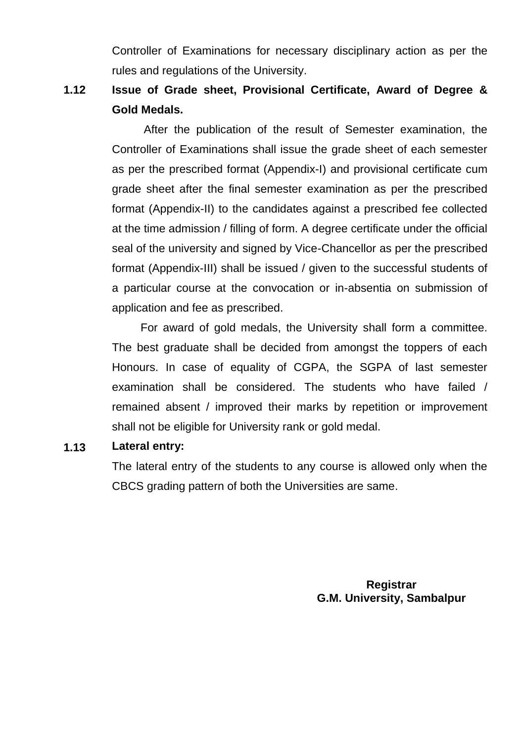Controller of Examinations for necessary disciplinary action as per the rules and regulations of the University.

**1.12 Issue of Grade sheet, Provisional Certificate, Award of Degree & Gold Medals.**

After the publication of the result of Semester examination, the Controller of Examinations shall issue the grade sheet of each semester as per the prescribed format (Appendix-I) and provisional certificate cum grade sheet after the final semester examination as per the prescribed format (Appendix-II) to the candidates against a prescribed fee collected at the time admission / filling of form. A degree certificate under the official seal of the university and signed by Vice-Chancellor as per the prescribed format (Appendix-III) shall be issued / given to the successful students of a particular course at the convocation or in-absentia on submission of application and fee as prescribed.

For award of gold medals, the University shall form a committee. The best graduate shall be decided from amongst the toppers of each Honours. In case of equality of CGPA, the SGPA of last semester examination shall be considered. The students who have failed / remained absent / improved their marks by repetition or improvement shall not be eligible for University rank or gold medal.

**1.13 Lateral entry:**

The lateral entry of the students to any course is allowed only when the CBCS grading pattern of both the Universities are same.

**Registrar**
**G.M. University, Sambalpur**